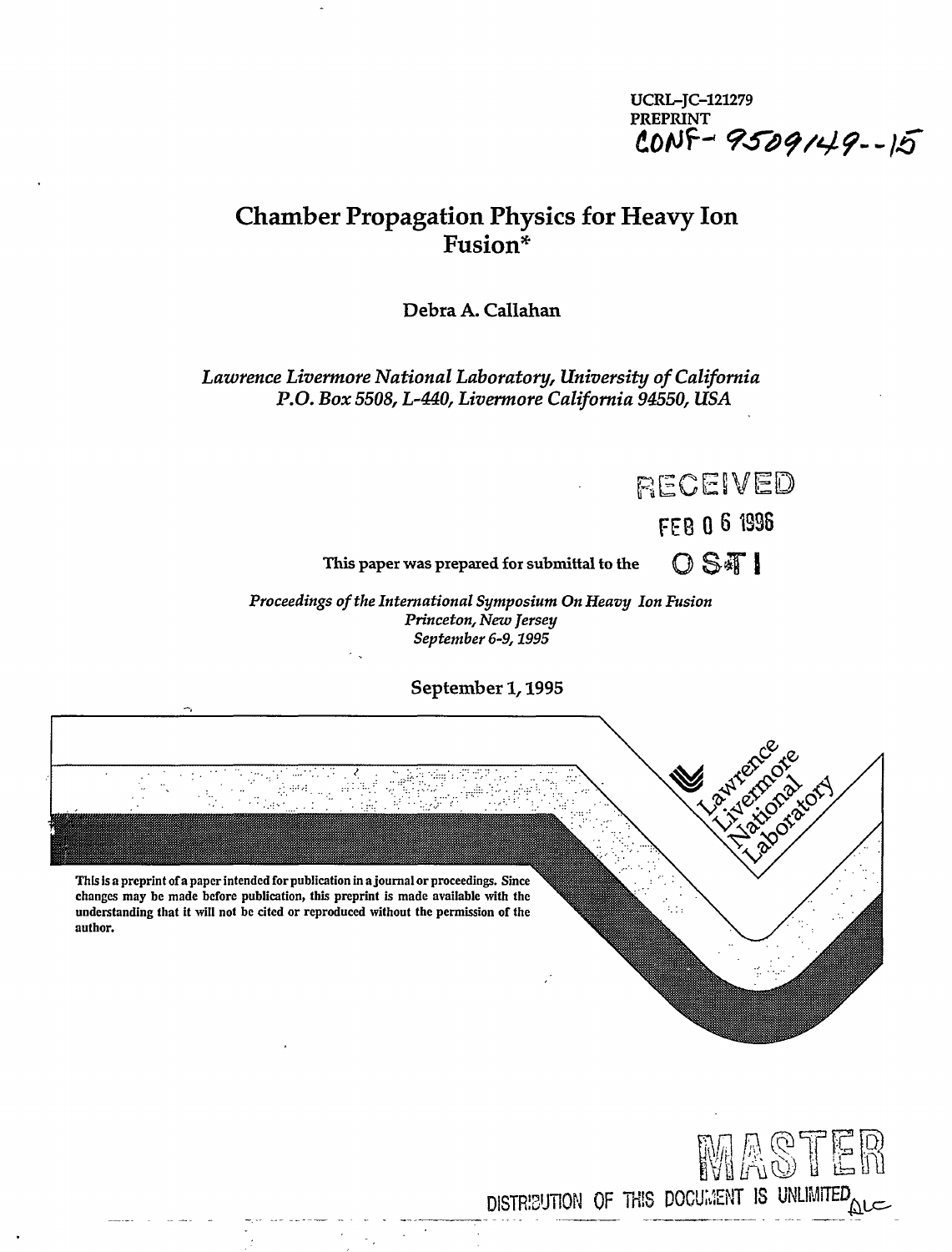UCRL-JC-121279
PREPRINT
CONF-9509149--15

# Chamber Propagation Physics for Heavy Ion Fusion*

Debra A. Callahan

*Lawrence Livermore National Laboratory, University of California*
*P.O. Box 5508, L-440, Livermore California 94550, USA*

RECEIVED
FEB 06 1996
OSTI

This paper was prepared for submittal to the

*Proceedings of the International Symposium On Heavy Ion Fusion*
*Princeton, New Jersey*
*September 6-9, 1995*

September 1, 1995

This is a preprint of a paper intended for publication in a journal or proceedings. Since changes may be made before publication, this preprint is made available with the understanding that it will not be cited or reproduced without the permission of the author.

Lawrence Livermore National Laboratory

MASTER

DISTRIBUTION OF THIS DOCUMENT IS UNLIMITED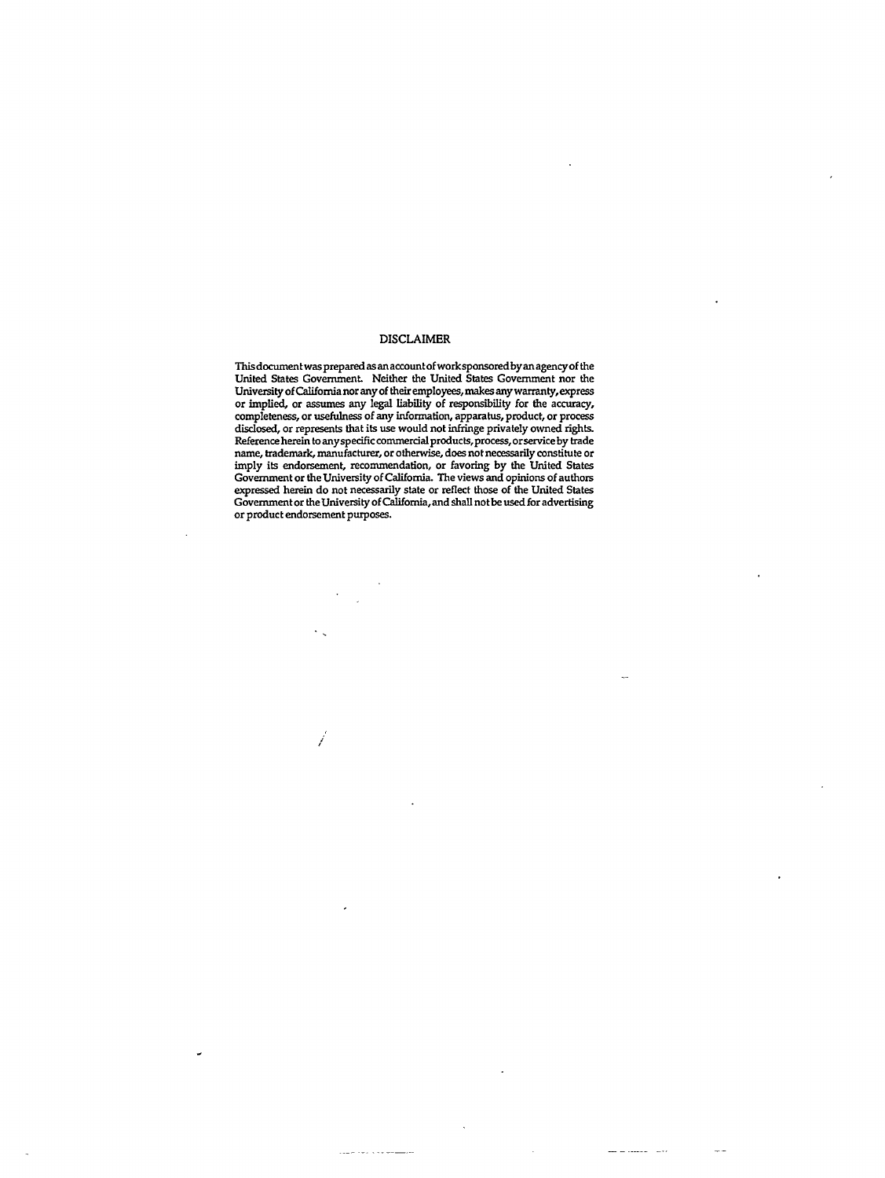# DISCLAIMER

This document was prepared as an account of work sponsored by an agency of the United States Government. Neither the United States Government nor the University of California nor any of their employees, makes any warranty, express or implied, or assumes any legal liability of responsibility for the accuracy, completeness, or usefulness of any information, apparatus, product, or process disclosed, or represents that its use would not infringe privately owned rights. Reference herein to any specific commercial products, process, or service by trade name, trademark, manufacturer, or otherwise, does not necessarily constitute or imply its endorsement, recommendation, or favoring by the United States Government or the University of California. The views and opinions of authors expressed herein do not necessarily state or reflect those of the United States Government or the University of California, and shall not be used for advertising or product endorsement purposes.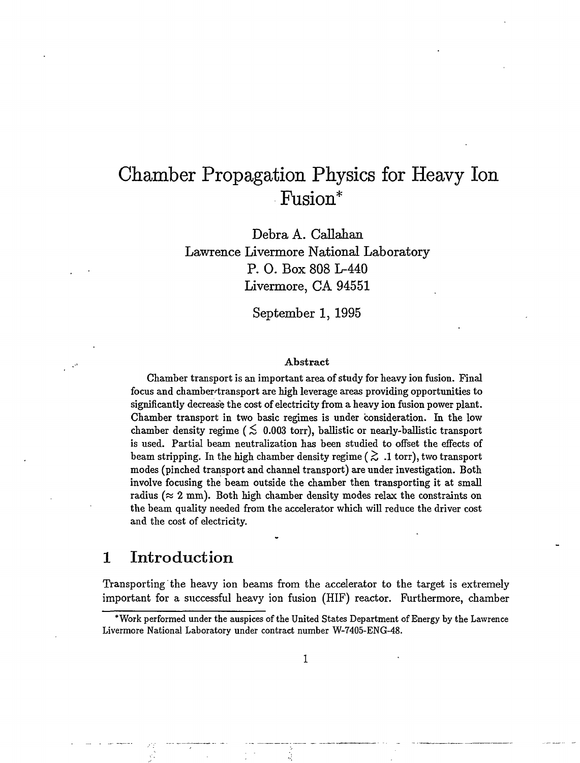# Chamber Propagation Physics for Heavy Ion Fusion*

Debra A. Callahan
Lawrence Livermore National Laboratory
P. O. Box 808 L-440
Livermore, CA 94551

September 1, 1995

### Abstract

Chamber transport is an important area of study for heavy ion fusion. Final focus and chamber transport are high leverage areas providing opportunities to significantly decrease the cost of electricity from a heavy ion fusion power plant. Chamber transport in two basic regimes is under consideration. In the low chamber density regime ($\lesssim$ 0.003 torr), ballistic or nearly-ballistic transport is used. Partial beam neutralization has been studied to offset the effects of beam stripping. In the high chamber density regime ($\gtrsim$ .1 torr), two transport modes (pinched transport and channel transport) are under investigation. Both involve focusing the beam outside the chamber then transporting it at small radius ($\approx$ 2 mm). Both high chamber density modes relax the constraints on the beam quality needed from the accelerator which will reduce the driver cost and the cost of electricity.

## 1 Introduction

Transporting the heavy ion beams from the accelerator to the target is extremely important for a successful heavy ion fusion (HIF) reactor. Furthermore, chamber

*Work performed under the auspices of the United States Department of Energy by the Lawrence Livermore National Laboratory under contract number W-7405-ENG-48.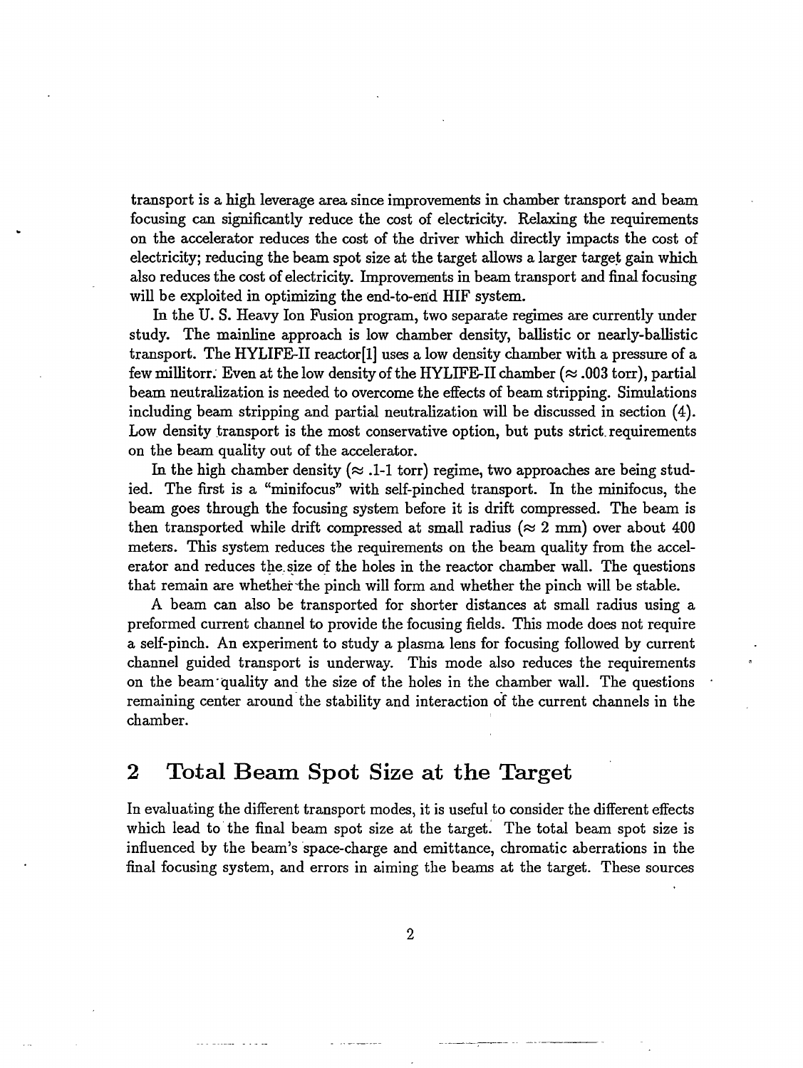transport is a high leverage area since improvements in chamber transport and beam focusing can significantly reduce the cost of electricity. Relaxing the requirements on the accelerator reduces the cost of the driver which directly impacts the cost of electricity; reducing the beam spot size at the target allows a larger target gain which also reduces the cost of electricity. Improvements in beam transport and final focusing will be exploited in optimizing the end-to-end HIF system.

In the U. S. Heavy Ion Fusion program, two separate regimes are currently under study. The mainline approach is low chamber density, ballistic or nearly-ballistic transport. The HYLIFE-II reactor[1] uses a low density chamber with a pressure of a few millitorr. Even at the low density of the HYLIFE-II chamber ($\approx .003$ torr), partial beam neutralization is needed to overcome the effects of beam stripping. Simulations including beam stripping and partial neutralization will be discussed in section (4). Low density transport is the most conservative option, but puts strict requirements on the beam quality out of the accelerator.

In the high chamber density ($\approx .1$-1 torr) regime, two approaches are being studied. The first is a "minifocus" with self-pinched transport. In the minifocus, the beam goes through the focusing system before it is drift compressed. The beam is then transported while drift compressed at small radius ($\approx 2$ mm) over about 400 meters. This system reduces the requirements on the beam quality from the accelerator and reduces the size of the holes in the reactor chamber wall. The questions that remain are whether the pinch will form and whether the pinch will be stable.

A beam can also be transported for shorter distances at small radius using a preformed current channel to provide the focusing fields. This mode does not require a self-pinch. An experiment to study a plasma lens for focusing followed by current channel guided transport is underway. This mode also reduces the requirements on the beam quality and the size of the holes in the chamber wall. The questions remaining center around the stability and interaction of the current channels in the chamber.

## 2 Total Beam Spot Size at the Target

In evaluating the different transport modes, it is useful to consider the different effects which lead to the final beam spot size at the target. The total beam spot size is influenced by the beam's space-charge and emittance, chromatic aberrations in the final focusing system, and errors in aiming the beams at the target. These sources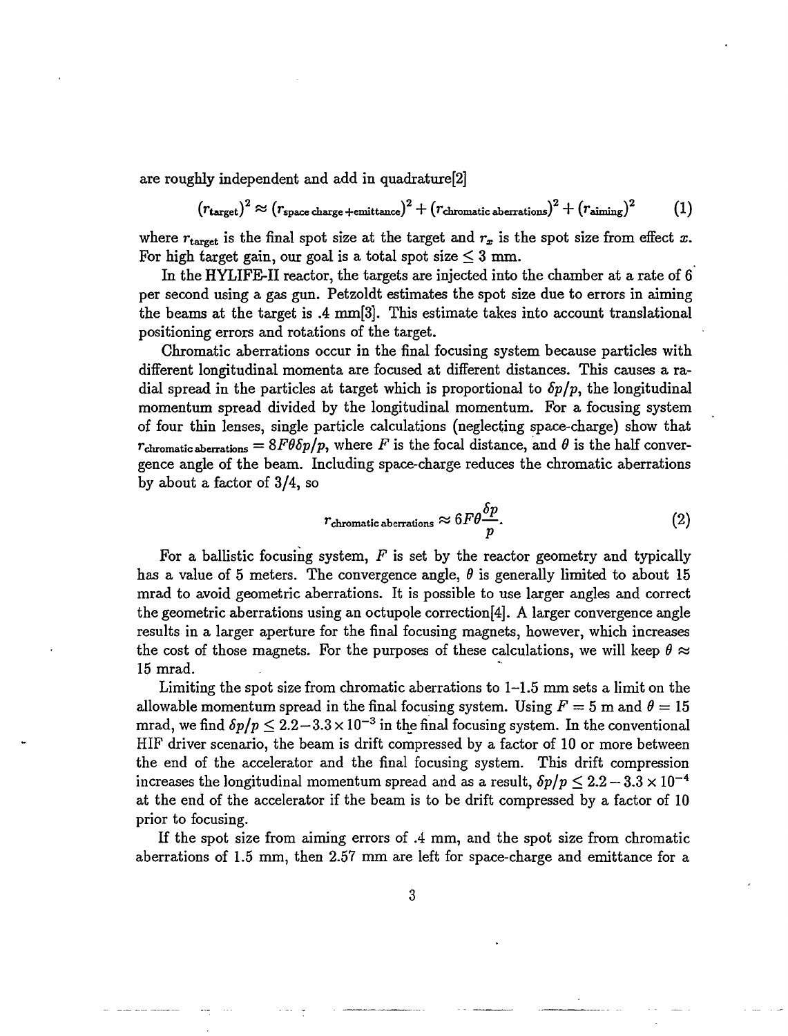are roughly independent and add in quadrature[2]

$$(r_{\text{target}})^2 \approx (r_{\text{space charge + emittance}})^2 + (r_{\text{chromatic aberrations}})^2 + (r_{\text{aiming}})^2 \tag{1}$$

where $r_{\text{target}}$ is the final spot size at the target and $r_x$ is the spot size from effect $x$. For high target gain, our goal is a total spot size $\leq 3$ mm.

In the HYLIFE-II reactor, the targets are injected into the chamber at a rate of 6 per second using a gas gun. Petzoldt estimates the spot size due to errors in aiming the beams at the target is .4 mm[3]. This estimate takes into account translational positioning errors and rotations of the target.

Chromatic aberrations occur in the final focusing system because particles with different longitudinal momenta are focused at different distances. This causes a radial spread in the particles at target which is proportional to $\delta p/p$, the longitudinal momentum spread divided by the longitudinal momentum. For a focusing system of four thin lenses, single particle calculations (neglecting space-charge) show that $r_{\text{chromatic aberrations}} = 8F\theta\delta p/p$, where $F$ is the focal distance, and $\theta$ is the half convergence angle of the beam. Including space-charge reduces the chromatic aberrations by about a factor of 3/4, so

$$r_{\text{chromatic aberrations}} \approx 6F\theta\frac{\delta p}{p}. \tag{2}$$

For a ballistic focusing system, $F$ is set by the reactor geometry and typically has a value of 5 meters. The convergence angle, $\theta$ is generally limited to about 15 mrad to avoid geometric aberrations. It is possible to use larger angles and correct the geometric aberrations using an octupole correction[4]. A larger convergence angle results in a larger aperture for the final focusing magnets, however, which increases the cost of those magnets. For the purposes of these calculations, we will keep $\theta \approx$ 15 mrad.

Limiting the spot size from chromatic aberrations to 1–1.5 mm sets a limit on the allowable momentum spread in the final focusing system. Using $F = 5$ m and $\theta = 15$ mrad, we find $\delta p/p \leq 2.2 - 3.3 \times 10^{-3}$ in the final focusing system. In the conventional HIF driver scenario, the beam is drift compressed by a factor of 10 or more between the end of the accelerator and the final focusing system. This drift compression increases the longitudinal momentum spread and as a result, $\delta p/p \leq 2.2 - 3.3 \times 10^{-4}$ at the end of the accelerator if the beam is to be drift compressed by a factor of 10 prior to focusing.

If the spot size from aiming errors of .4 mm, and the spot size from chromatic aberrations of 1.5 mm, then 2.57 mm are left for space-charge and emittance for a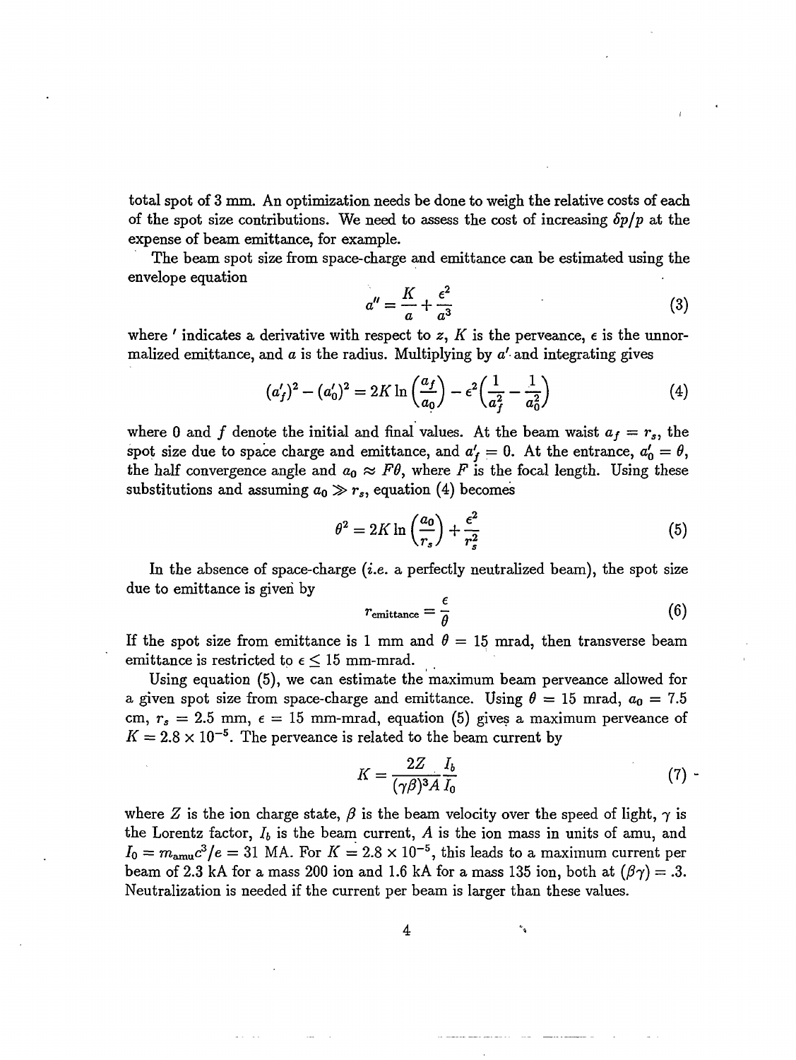total spot of 3 mm. An optimization needs be done to weigh the relative costs of each of the spot size contributions. We need to assess the cost of increasing $\delta p/p$ at the expense of beam emittance, for example.

The beam spot size from space-charge and emittance can be estimated using the envelope equation

$$a'' = \frac{K}{a} + \frac{\epsilon^2}{a^3} \tag{3}$$

where $'$ indicates a derivative with respect to $z$, $K$ is the perveance, $\epsilon$ is the unnormalized emittance, and $a$ is the radius. Multiplying by $a'$ and integrating gives

$$(a_f')^2 - (a_0')^2 = 2K \ln\left(\frac{a_f}{a_0}\right) - \epsilon^2\left(\frac{1}{a_f^2} - \frac{1}{a_0^2}\right) \tag{4}$$

where 0 and $f$ denote the initial and final values. At the beam waist $a_f = r_s$, the spot size due to space charge and emittance, and $a_f' = 0$. At the entrance, $a_0' = \theta$, the half convergence angle and $a_0 \approx F\theta$, where $F$ is the focal length. Using these substitutions and assuming $a_0 \gg r_s$, equation (4) becomes

$$\theta^2 = 2K \ln\left(\frac{a_0}{r_s}\right) + \frac{\epsilon^2}{r_s^2} \tag{5}$$

In the absence of space-charge (*i.e.* a perfectly neutralized beam), the spot size due to emittance is given by

$$r_{\text{emittance}} = \frac{\epsilon}{\theta} \tag{6}$$

If the spot size from emittance is 1 mm and $\theta = 15$ mrad, then transverse beam emittance is restricted to $\epsilon \leq 15$ mm-mrad.

Using equation (5), we can estimate the maximum beam perveance allowed for a given spot size from space-charge and emittance. Using $\theta = 15$ mrad, $a_0 = 7.5$ cm, $r_s = 2.5$ mm, $\epsilon = 15$ mm-mrad, equation (5) gives a maximum perveance of $K = 2.8 \times 10^{-5}$. The perveance is related to the beam current by

$$K = \frac{2Z}{(\gamma\beta)^3 A} \frac{I_b}{I_0} \tag{7}$$

where $Z$ is the ion charge state, $\beta$ is the beam velocity over the speed of light, $\gamma$ is the Lorentz factor, $I_b$ is the beam current, $A$ is the ion mass in units of amu, and $I_0 = m_{\text{amu}}c^3/e = 31$ MA. For $K = 2.8 \times 10^{-5}$, this leads to a maximum current per beam of 2.3 kA for a mass 200 ion and 1.6 kA for a mass 135 ion, both at $(\beta\gamma) = .3$. Neutralization is needed if the current per beam is larger than these values.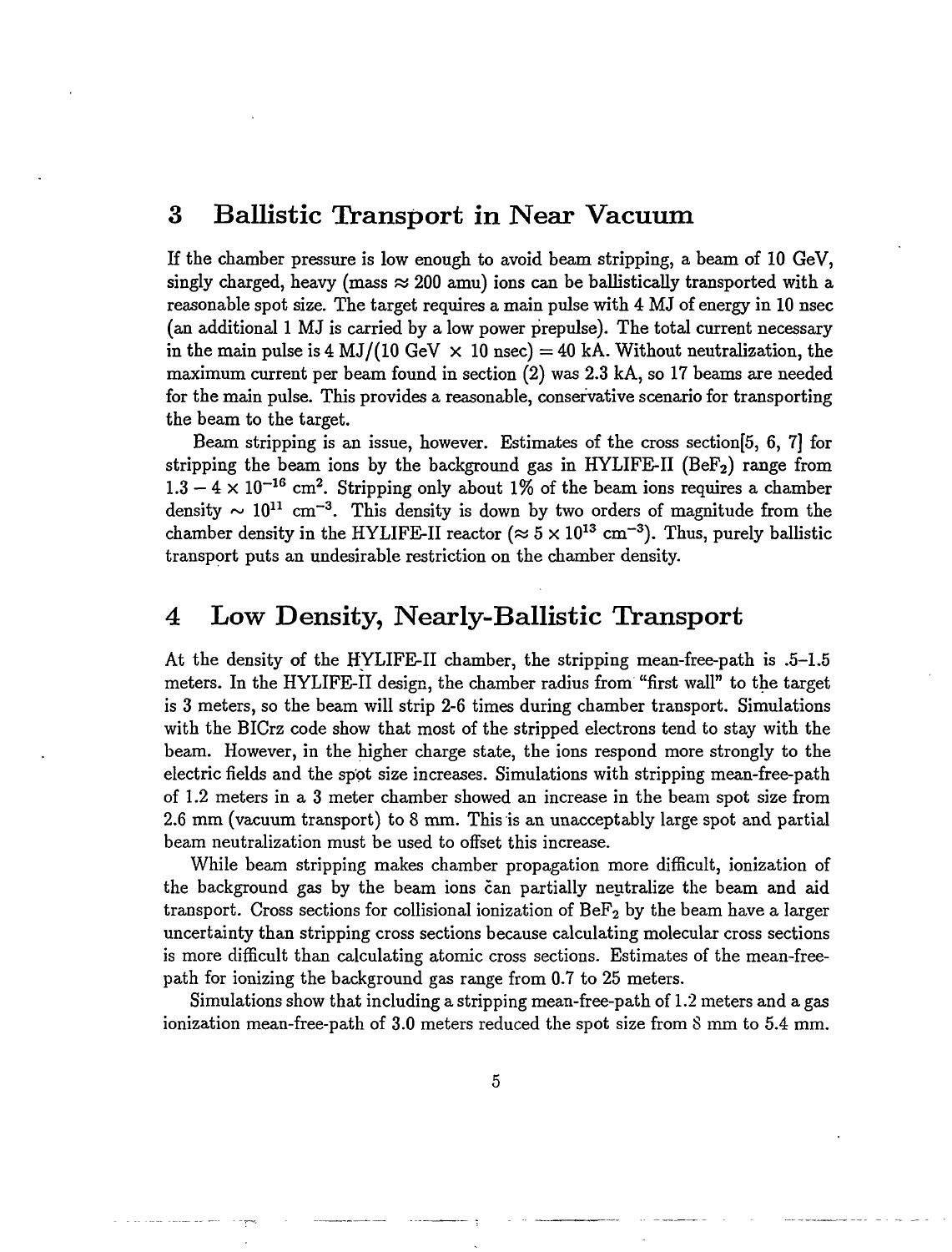## 3 Ballistic Transport in Near Vacuum

If the chamber pressure is low enough to avoid beam stripping, a beam of 10 GeV, singly charged, heavy (mass $\approx 200$ amu) ions can be ballistically transported with a reasonable spot size. The target requires a main pulse with 4 MJ of energy in 10 nsec (an additional 1 MJ is carried by a low power prepulse). The total current necessary in the main pulse is 4 MJ/(10 GeV $\times$ 10 nsec) = 40 kA. Without neutralization, the maximum current per beam found in section (2) was 2.3 kA, so 17 beams are needed for the main pulse. This provides a reasonable, conservative scenario for transporting the beam to the target.

Beam stripping is an issue, however. Estimates of the cross section[5, 6, 7] for stripping the beam ions by the background gas in HYLIFE-II ($BeF_2$) range from $1.3 - 4 \times 10^{-16}$ cm$^2$. Stripping only about 1% of the beam ions requires a chamber density $\sim 10^{11}$ cm$^{-3}$. This density is down by two orders of magnitude from the chamber density in the HYLIFE-II reactor ($\approx 5 \times 10^{13}$ cm$^{-3}$). Thus, purely ballistic transport puts an undesirable restriction on the chamber density.

## 4 Low Density, Nearly-Ballistic Transport

At the density of the HYLIFE-II chamber, the stripping mean-free-path is .5–1.5 meters. In the HYLIFE-II design, the chamber radius from "first wall" to the target is 3 meters, so the beam will strip 2-6 times during chamber transport. Simulations with the BICrz code show that most of the stripped electrons tend to stay with the beam. However, in the higher charge state, the ions respond more strongly to the electric fields and the spot size increases. Simulations with stripping mean-free-path of 1.2 meters in a 3 meter chamber showed an increase in the beam spot size from 2.6 mm (vacuum transport) to 8 mm. This is an unacceptably large spot and partial beam neutralization must be used to offset this increase.

While beam stripping makes chamber propagation more difficult, ionization of the background gas by the beam ions can partially neutralize the beam and aid transport. Cross sections for collisional ionization of $BeF_2$ by the beam have a larger uncertainty than stripping cross sections because calculating molecular cross sections is more difficult than calculating atomic cross sections. Estimates of the mean-free-path for ionizing the background gas range from 0.7 to 25 meters.

Simulations show that including a stripping mean-free-path of 1.2 meters and a gas ionization mean-free-path of 3.0 meters reduced the spot size from 8 mm to 5.4 mm.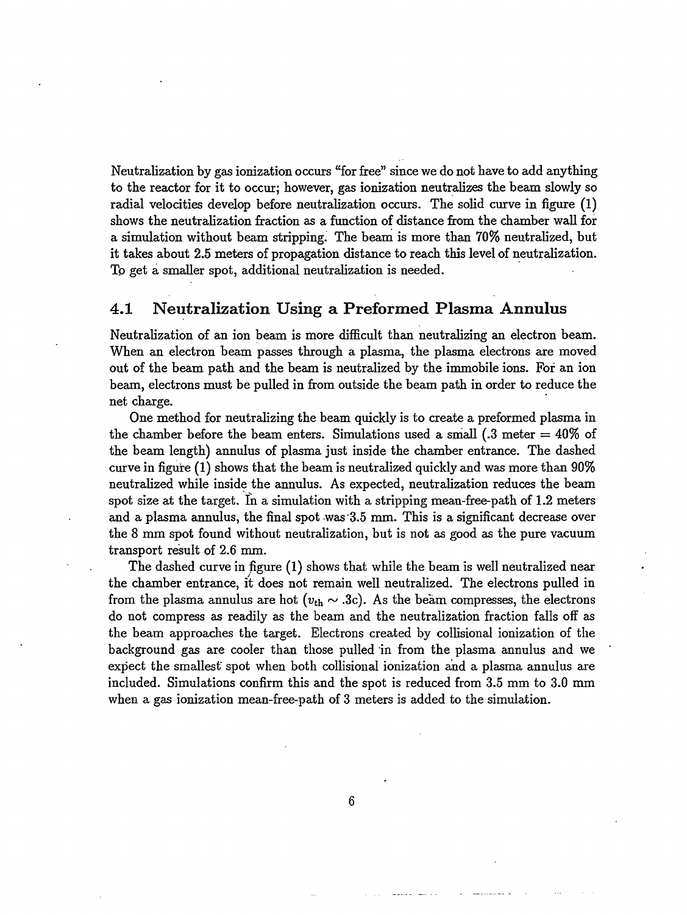Neutralization by gas ionization occurs "for free" since we do not have to add anything to the reactor for it to occur; however, gas ionization neutralizes the beam slowly so radial velocities develop before neutralization occurs. The solid curve in figure (1) shows the neutralization fraction as a function of distance from the chamber wall for a simulation without beam stripping. The beam is more than 70% neutralized, but it takes about 2.5 meters of propagation distance to reach this level of neutralization. To get a smaller spot, additional neutralization is needed.

## 4.1 Neutralization Using a Preformed Plasma Annulus

Neutralization of an ion beam is more difficult than neutralizing an electron beam. When an electron beam passes through a plasma, the plasma electrons are moved out of the beam path and the beam is neutralized by the immobile ions. For an ion beam, electrons must be pulled in from outside the beam path in order to reduce the net charge.

One method for neutralizing the beam quickly is to create a preformed plasma in the chamber before the beam enters. Simulations used a small (.3 meter = 40% of the beam length) annulus of plasma just inside the chamber entrance. The dashed curve in figure (1) shows that the beam is neutralized quickly and was more than 90% neutralized while inside the annulus. As expected, neutralization reduces the beam spot size at the target. In a simulation with a stripping mean-free-path of 1.2 meters and a plasma annulus, the final spot was 3.5 mm. This is a significant decrease over the 8 mm spot found without neutralization, but is not as good as the pure vacuum transport result of 2.6 mm.

The dashed curve in figure (1) shows that while the beam is well neutralized near the chamber entrance, it does not remain well neutralized. The electrons pulled in from the plasma annulus are hot ($v_{\rm th} \sim .3c$). As the beam compresses, the electrons do not compress as readily as the beam and the neutralization fraction falls off as the beam approaches the target. Electrons created by collisional ionization of the background gas are cooler than those pulled in from the plasma annulus and we expect the smallest spot when both collisional ionization and a plasma annulus are included. Simulations confirm this and the spot is reduced from 3.5 mm to 3.0 mm when a gas ionization mean-free-path of 3 meters is added to the simulation.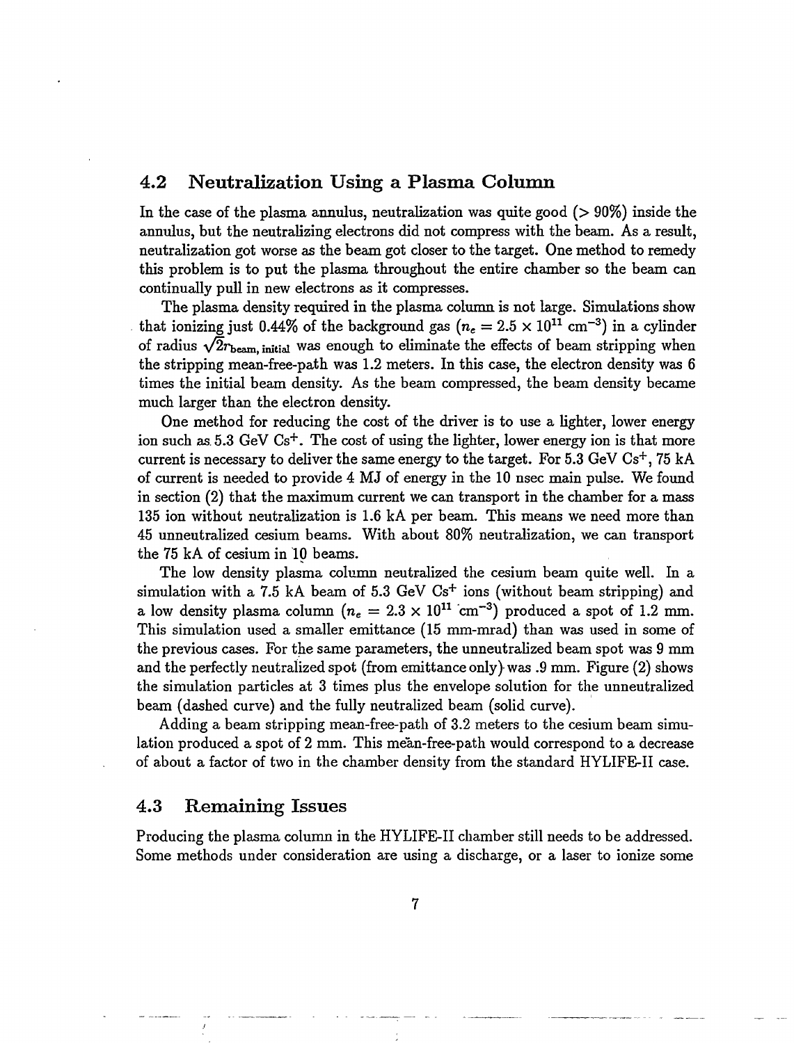## 4.2 Neutralization Using a Plasma Column

In the case of the plasma annulus, neutralization was quite good (> 90%) inside the annulus, but the neutralizing electrons did not compress with the beam. As a result, neutralization got worse as the beam got closer to the target. One method to remedy this problem is to put the plasma throughout the entire chamber so the beam can continually pull in new electrons as it compresses.

The plasma density required in the plasma column is not large. Simulations show that ionizing just 0.44% of the background gas ($n_e = 2.5 \times 10^{11}$ cm$^{-3}$) in a cylinder of radius $\sqrt{2} r_{\text{beam, initial}}$ was enough to eliminate the effects of beam stripping when the stripping mean-free-path was 1.2 meters. In this case, the electron density was 6 times the initial beam density. As the beam compressed, the beam density became much larger than the electron density.

One method for reducing the cost of the driver is to use a lighter, lower energy ion such as 5.3 GeV $Cs^+$. The cost of using the lighter, lower energy ion is that more current is necessary to deliver the same energy to the target. For 5.3 GeV $Cs^+$, 75 kA of current is needed to provide 4 MJ of energy in the 10 nsec main pulse. We found in section (2) that the maximum current we can transport in the chamber for a mass 135 ion without neutralization is 1.6 kA per beam. This means we need more than 45 unneutralized cesium beams. With about 80% neutralization, we can transport the 75 kA of cesium in 10 beams.

The low density plasma column neutralized the cesium beam quite well. In a simulation with a 7.5 kA beam of 5.3 GeV $Cs^+$ ions (without beam stripping) and a low density plasma column ($n_e = 2.3 \times 10^{11}$ cm$^{-3}$) produced a spot of 1.2 mm. This simulation used a smaller emittance (15 mm-mrad) than was used in some of the previous cases. For the same parameters, the unneutralized beam spot was 9 mm and the perfectly neutralized spot (from emittance only) was .9 mm. Figure (2) shows the simulation particles at 3 times plus the envelope solution for the unneutralized beam (dashed curve) and the fully neutralized beam (solid curve).

Adding a beam stripping mean-free-path of 3.2 meters to the cesium beam simulation produced a spot of 2 mm. This mean-free-path would correspond to a decrease of about a factor of two in the chamber density from the standard HYLIFE-II case.

## 4.3 Remaining Issues

Producing the plasma column in the HYLIFE-II chamber still needs to be addressed. Some methods under consideration are using a discharge, or a laser to ionize some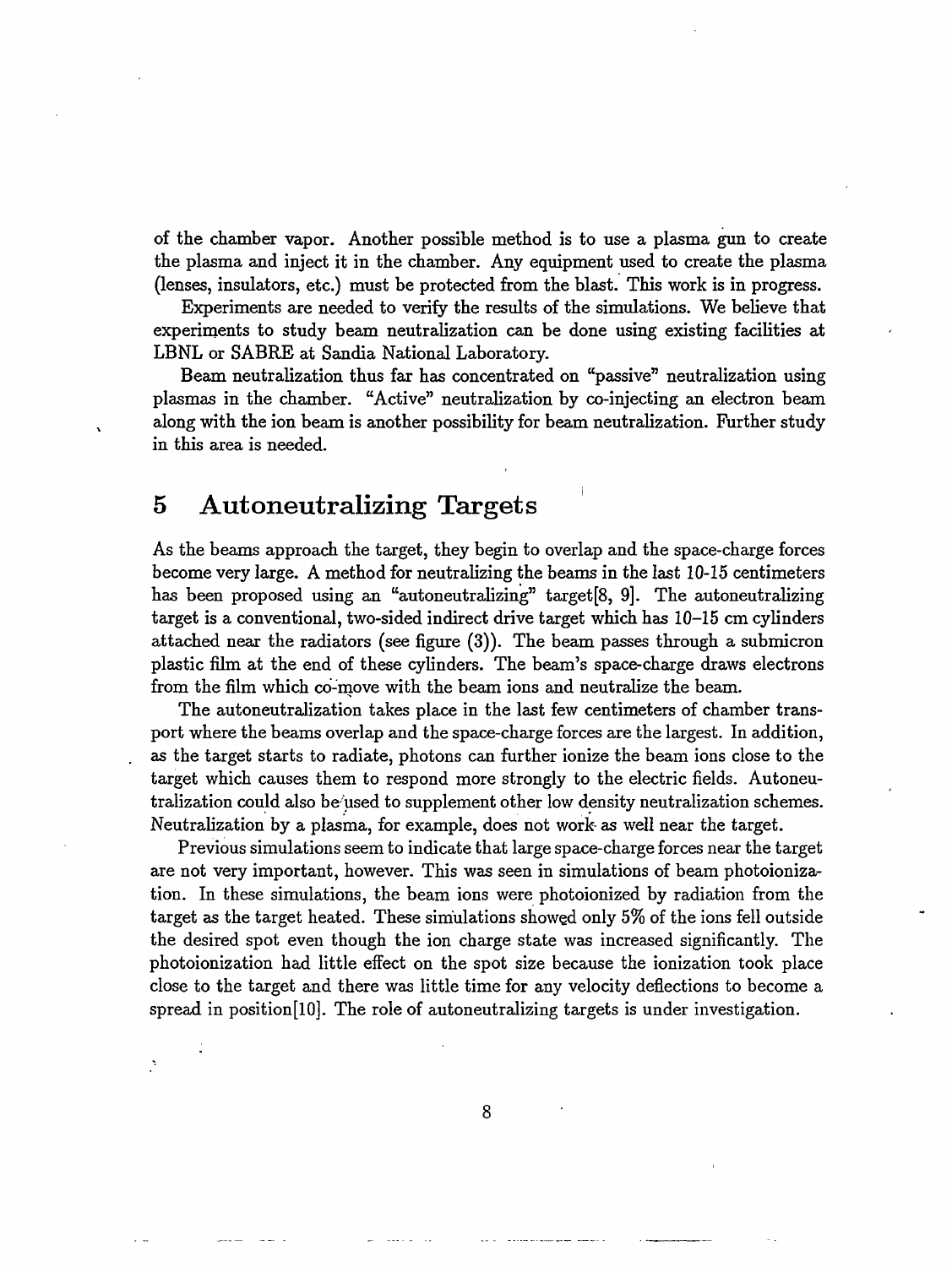of the chamber vapor. Another possible method is to use a plasma gun to create the plasma and inject it in the chamber. Any equipment used to create the plasma (lenses, insulators, etc.) must be protected from the blast. This work is in progress.

Experiments are needed to verify the results of the simulations. We believe that experiments to study beam neutralization can be done using existing facilities at LBNL or SABRE at Sandia National Laboratory.

Beam neutralization thus far has concentrated on "passive" neutralization using plasmas in the chamber. "Active" neutralization by co-injecting an electron beam along with the ion beam is another possibility for beam neutralization. Further study in this area is needed.

# 5 Autoneutralizing Targets

As the beams approach the target, they begin to overlap and the space-charge forces become very large. A method for neutralizing the beams in the last 10-15 centimeters has been proposed using an "autoneutralizing" target[8, 9]. The autoneutralizing target is a conventional, two-sided indirect drive target which has 10–15 cm cylinders attached near the radiators (see figure (3)). The beam passes through a submicron plastic film at the end of these cylinders. The beam's space-charge draws electrons from the film which co-move with the beam ions and neutralize the beam.

The autoneutralization takes place in the last few centimeters of chamber transport where the beams overlap and the space-charge forces are the largest. In addition, as the target starts to radiate, photons can further ionize the beam ions close to the target which causes them to respond more strongly to the electric fields. Autoneutralization could also be used to supplement other low density neutralization schemes. Neutralization by a plasma, for example, does not work as well near the target.

Previous simulations seem to indicate that large space-charge forces near the target are not very important, however. This was seen in simulations of beam photoionization. In these simulations, the beam ions were photoionized by radiation from the target as the target heated. These simulations showed only 5% of the ions fell outside the desired spot even though the ion charge state was increased significantly. The photoionization had little effect on the spot size because the ionization took place close to the target and there was little time for any velocity deflections to become a spread in position[10]. The role of autoneutralizing targets is under investigation.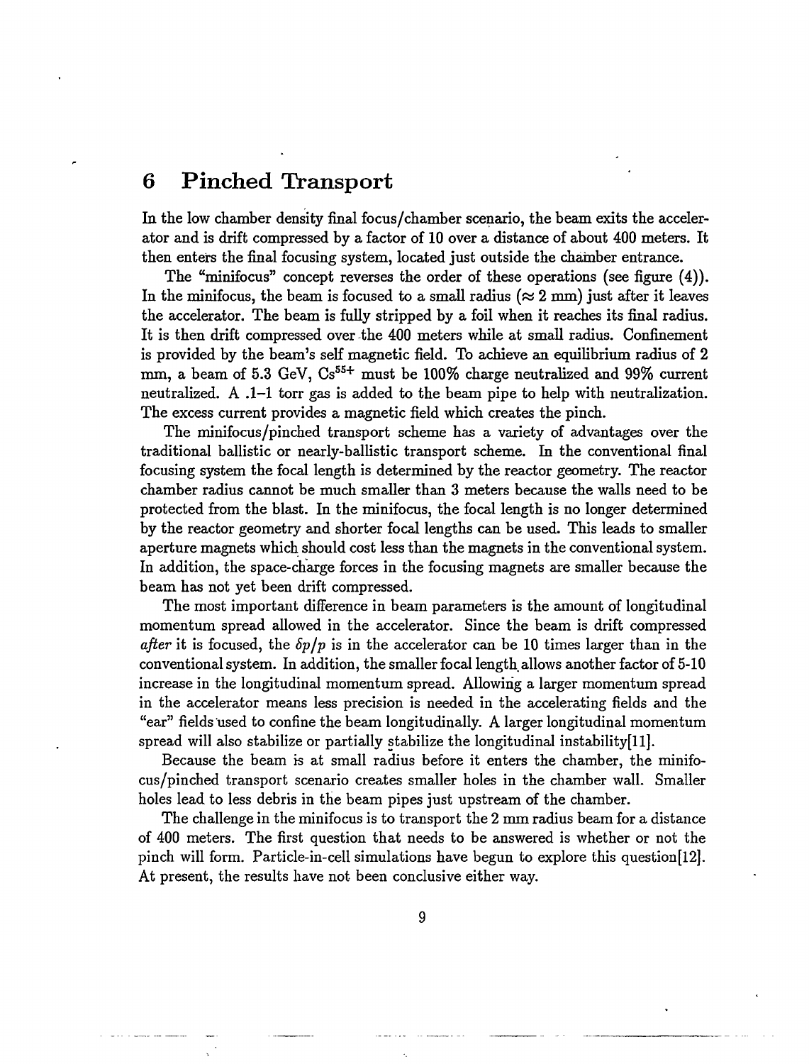# 6 Pinched Transport

In the low chamber density final focus/chamber scenario, the beam exits the accelerator and is drift compressed by a factor of 10 over a distance of about 400 meters. It then enters the final focusing system, located just outside the chamber entrance.

The "minifocus" concept reverses the order of these operations (see figure (4)). In the minifocus, the beam is focused to a small radius ($\approx 2$ mm) just after it leaves the accelerator. The beam is fully stripped by a foil when it reaches its final radius. It is then drift compressed over the 400 meters while at small radius. Confinement is provided by the beam's self magnetic field. To achieve an equilibrium radius of 2 mm, a beam of 5.3 GeV, $Cs^{55+}$ must be 100% charge neutralized and 99% current neutralized. A .1–1 torr gas is added to the beam pipe to help with neutralization. The excess current provides a magnetic field which creates the pinch.

The minifocus/pinched transport scheme has a variety of advantages over the traditional ballistic or nearly-ballistic transport scheme. In the conventional final focusing system the focal length is determined by the reactor geometry. The reactor chamber radius cannot be much smaller than 3 meters because the walls need to be protected from the blast. In the minifocus, the focal length is no longer determined by the reactor geometry and shorter focal lengths can be used. This leads to smaller aperture magnets which should cost less than the magnets in the conventional system. In addition, the space-charge forces in the focusing magnets are smaller because the beam has not yet been drift compressed.

The most important difference in beam parameters is the amount of longitudinal momentum spread allowed in the accelerator. Since the beam is drift compressed *after* it is focused, the $\delta p/p$ is in the accelerator can be 10 times larger than in the conventional system. In addition, the smaller focal length allows another factor of 5-10 increase in the longitudinal momentum spread. Allowing a larger momentum spread in the accelerator means less precision is needed in the accelerating fields and the "ear" fields used to confine the beam longitudinally. A larger longitudinal momentum spread will also stabilize or partially stabilize the longitudinal instability[11].

Because the beam is at small radius before it enters the chamber, the minifocus/pinched transport scenario creates smaller holes in the chamber wall. Smaller holes lead to less debris in the beam pipes just upstream of the chamber.

The challenge in the minifocus is to transport the 2 mm radius beam for a distance of 400 meters. The first question that needs to be answered is whether or not the pinch will form. Particle-in-cell simulations have begun to explore this question[12]. At present, the results have not been conclusive either way.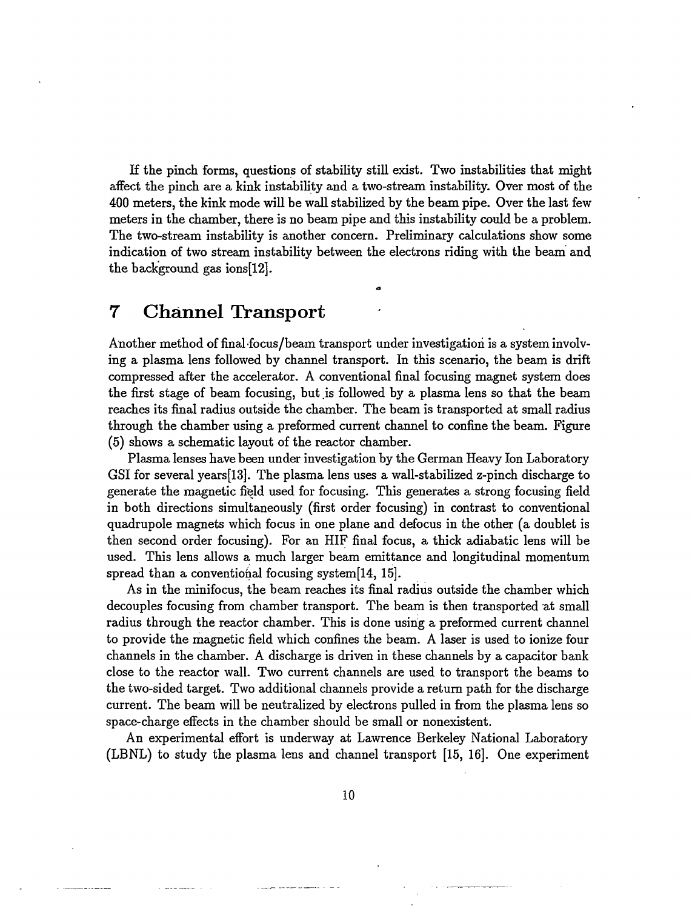If the pinch forms, questions of stability still exist. Two instabilities that might affect the pinch are a kink instability and a two-stream instability. Over most of the 400 meters, the kink mode will be wall stabilized by the beam pipe. Over the last few meters in the chamber, there is no beam pipe and this instability could be a problem. The two-stream instability is another concern. Preliminary calculations show some indication of two stream instability between the electrons riding with the beam and the background gas ions[12].

# 7 Channel Transport

Another method of final focus/beam transport under investigation is a system involving a plasma lens followed by channel transport. In this scenario, the beam is drift compressed after the accelerator. A conventional final focusing magnet system does the first stage of beam focusing, but is followed by a plasma lens so that the beam reaches its final radius outside the chamber. The beam is transported at small radius through the chamber using a preformed current channel to confine the beam. Figure (5) shows a schematic layout of the reactor chamber.

Plasma lenses have been under investigation by the German Heavy Ion Laboratory GSI for several years[13]. The plasma lens uses a wall-stabilized z-pinch discharge to generate the magnetic field used for focusing. This generates a strong focusing field in both directions simultaneously (first order focusing) in contrast to conventional quadrupole magnets which focus in one plane and defocus in the other (a doublet is then second order focusing). For an HIF final focus, a thick adiabatic lens will be used. This lens allows a much larger beam emittance and longitudinal momentum spread than a conventional focusing system[14, 15].

As in the minifocus, the beam reaches its final radius outside the chamber which decouples focusing from chamber transport. The beam is then transported at small radius through the reactor chamber. This is done using a preformed current channel to provide the magnetic field which confines the beam. A laser is used to ionize four channels in the chamber. A discharge is driven in these channels by a capacitor bank close to the reactor wall. Two current channels are used to transport the beams to the two-sided target. Two additional channels provide a return path for the discharge current. The beam will be neutralized by electrons pulled in from the plasma lens so space-charge effects in the chamber should be small or nonexistent.

An experimental effort is underway at Lawrence Berkeley National Laboratory (LBNL) to study the plasma lens and channel transport [15, 16]. One experiment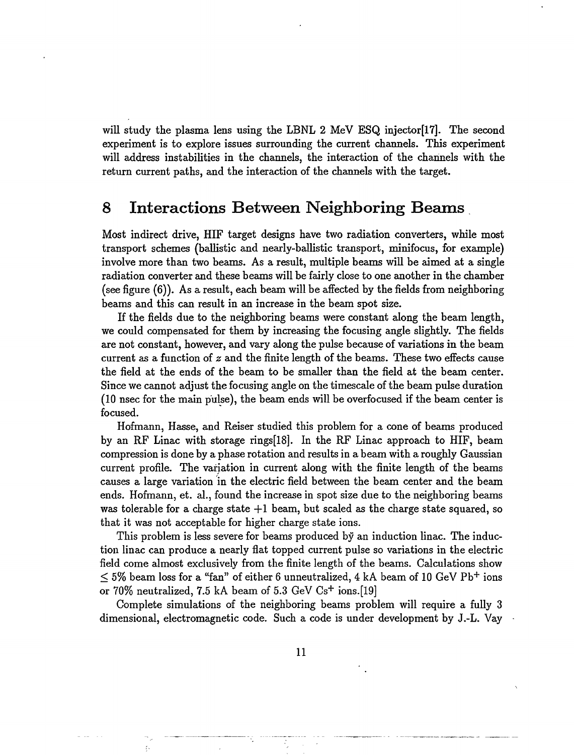will study the plasma lens using the LBNL 2 MeV ESQ injector[17]. The second experiment is to explore issues surrounding the current channels. This experiment will address instabilities in the channels, the interaction of the channels with the return current paths, and the interaction of the channels with the target.

# 8 Interactions Between Neighboring Beams

Most indirect drive, HIF target designs have two radiation converters, while most transport schemes (ballistic and nearly-ballistic transport, minifocus, for example) involve more than two beams. As a result, multiple beams will be aimed at a single radiation converter and these beams will be fairly close to one another in the chamber (see figure (6)). As a result, each beam will be affected by the fields from neighboring beams and this can result in an increase in the beam spot size.

If the fields due to the neighboring beams were constant along the beam length, we could compensated for them by increasing the focusing angle slightly. The fields are not constant, however, and vary along the pulse because of variations in the beam current as a function of $z$ and the finite length of the beams. These two effects cause the field at the ends of the beam to be smaller than the field at the beam center. Since we cannot adjust the focusing angle on the timescale of the beam pulse duration (10 nsec for the main pulse), the beam ends will be overfocused if the beam center is focused.

Hofmann, Hasse, and Reiser studied this problem for a cone of beams produced by an RF Linac with storage rings[18]. In the RF Linac approach to HIF, beam compression is done by a phase rotation and results in a beam with a roughly Gaussian current profile. The variation in current along with the finite length of the beams causes a large variation in the electric field between the beam center and the beam ends. Hofmann, et. al., found the increase in spot size due to the neighboring beams was tolerable for a charge state +1 beam, but scaled as the charge state squared, so that it was not acceptable for higher charge state ions.

This problem is less severe for beams produced by an induction linac. The induction linac can produce a nearly flat topped current pulse so variations in the electric field come almost exclusively from the finite length of the beams. Calculations show $\leq 5\%$ beam loss for a "fan" of either 6 unneutralized, 4 kA beam of 10 GeV $Pb^+$ ions or 70% neutralized, 7.5 kA beam of 5.3 GeV $Cs^+$ ions.[19]

Complete simulations of the neighboring beams problem will require a fully 3 dimensional, electromagnetic code. Such a code is under development by J.-L. Vay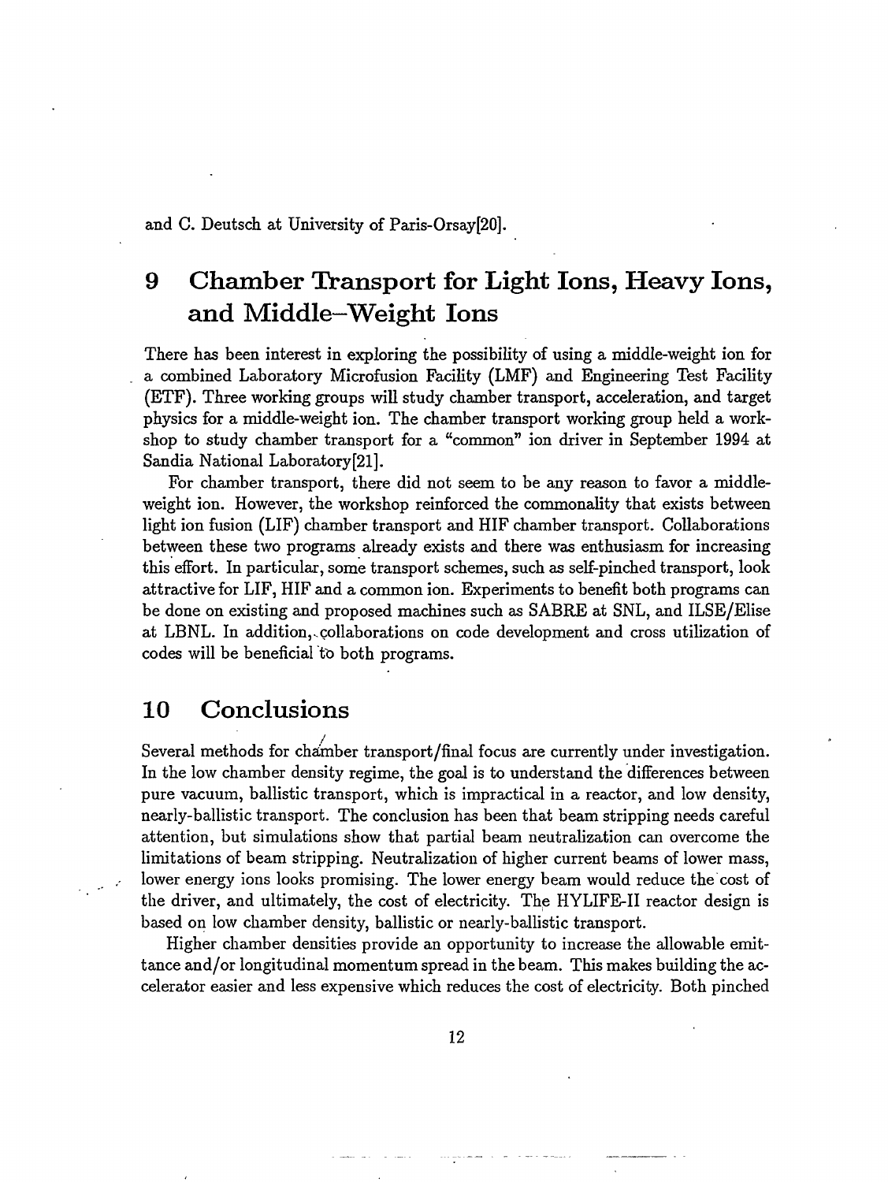and C. Deutsch at University of Paris-Orsay[20].

# 9 Chamber Transport for Light Ions, Heavy Ions, and Middle–Weight Ions

There has been interest in exploring the possibility of using a middle-weight ion for a combined Laboratory Microfusion Facility (LMF) and Engineering Test Facility (ETF). Three working groups will study chamber transport, acceleration, and target physics for a middle-weight ion. The chamber transport working group held a workshop to study chamber transport for a "common" ion driver in September 1994 at Sandia National Laboratory[21].

For chamber transport, there did not seem to be any reason to favor a middle-weight ion. However, the workshop reinforced the commonality that exists between light ion fusion (LIF) chamber transport and HIF chamber transport. Collaborations between these two programs already exists and there was enthusiasm for increasing this effort. In particular, some transport schemes, such as self-pinched transport, look attractive for LIF, HIF and a common ion. Experiments to benefit both programs can be done on existing and proposed machines such as SABRE at SNL, and ILSE/Elise at LBNL. In addition, collaborations on code development and cross utilization of codes will be beneficial to both programs.

# 10 Conclusions

Several methods for chamber transport/final focus are currently under investigation. In the low chamber density regime, the goal is to understand the differences between pure vacuum, ballistic transport, which is impractical in a reactor, and low density, nearly-ballistic transport. The conclusion has been that beam stripping needs careful attention, but simulations show that partial beam neutralization can overcome the limitations of beam stripping. Neutralization of higher current beams of lower mass, lower energy ions looks promising. The lower energy beam would reduce the cost of the driver, and ultimately, the cost of electricity. The HYLIFE-II reactor design is based on low chamber density, ballistic or nearly-ballistic transport.

Higher chamber densities provide an opportunity to increase the allowable emittance and/or longitudinal momentum spread in the beam. This makes building the accelerator easier and less expensive which reduces the cost of electricity. Both pinched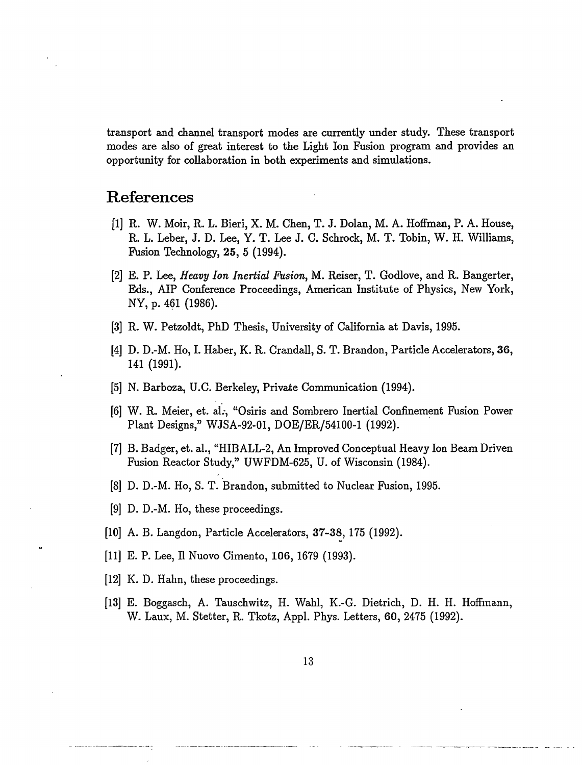transport and channel transport modes are currently under study. These transport modes are also of great interest to the Light Ion Fusion program and provides an opportunity for collaboration in both experiments and simulations.

## References

[1] R. W. Moir, R. L. Bieri, X. M. Chen, T. J. Dolan, M. A. Hoffman, P. A. House, R. L. Leber, J. D. Lee, Y. T. Lee J. C. Schrock, M. T. Tobin, W. H. Williams, Fusion Technology, **25**, 5 (1994).

[2] E. P. Lee, *Heavy Ion Inertial Fusion*, M. Reiser, T. Godlove, and R. Bangerter, Eds., AIP Conference Proceedings, American Institute of Physics, New York, NY, p. 461 (1986).

[3] R. W. Petzoldt, PhD Thesis, University of California at Davis, 1995.

[4] D. D.-M. Ho, I. Haber, K. R. Crandall, S. T. Brandon, Particle Accelerators, **36**, 141 (1991).

[5] N. Barboza, U.C. Berkeley, Private Communication (1994).

[6] W. R. Meier, et. al., "Osiris and Sombrero Inertial Confinement Fusion Power Plant Designs," WJSA-92-01, DOE/ER/54100-1 (1992).

[7] B. Badger, et. al., "HIBALL-2, An Improved Conceptual Heavy Ion Beam Driven Fusion Reactor Study," UWFDM-625, U. of Wisconsin (1984).

[8] D. D.-M. Ho, S. T. Brandon, submitted to Nuclear Fusion, 1995.

[9] D. D.-M. Ho, these proceedings.

[10] A. B. Langdon, Particle Accelerators, **37-38**, 175 (1992).

[11] E. P. Lee, Il Nuovo Cimento, **106**, 1679 (1993).

[12] K. D. Hahn, these proceedings.

[13] E. Boggasch, A. Tauschwitz, H. Wahl, K.-G. Dietrich, D. H. H. Hoffmann, W. Laux, M. Stetter, R. Tkotz, Appl. Phys. Letters, **60**, 2475 (1992).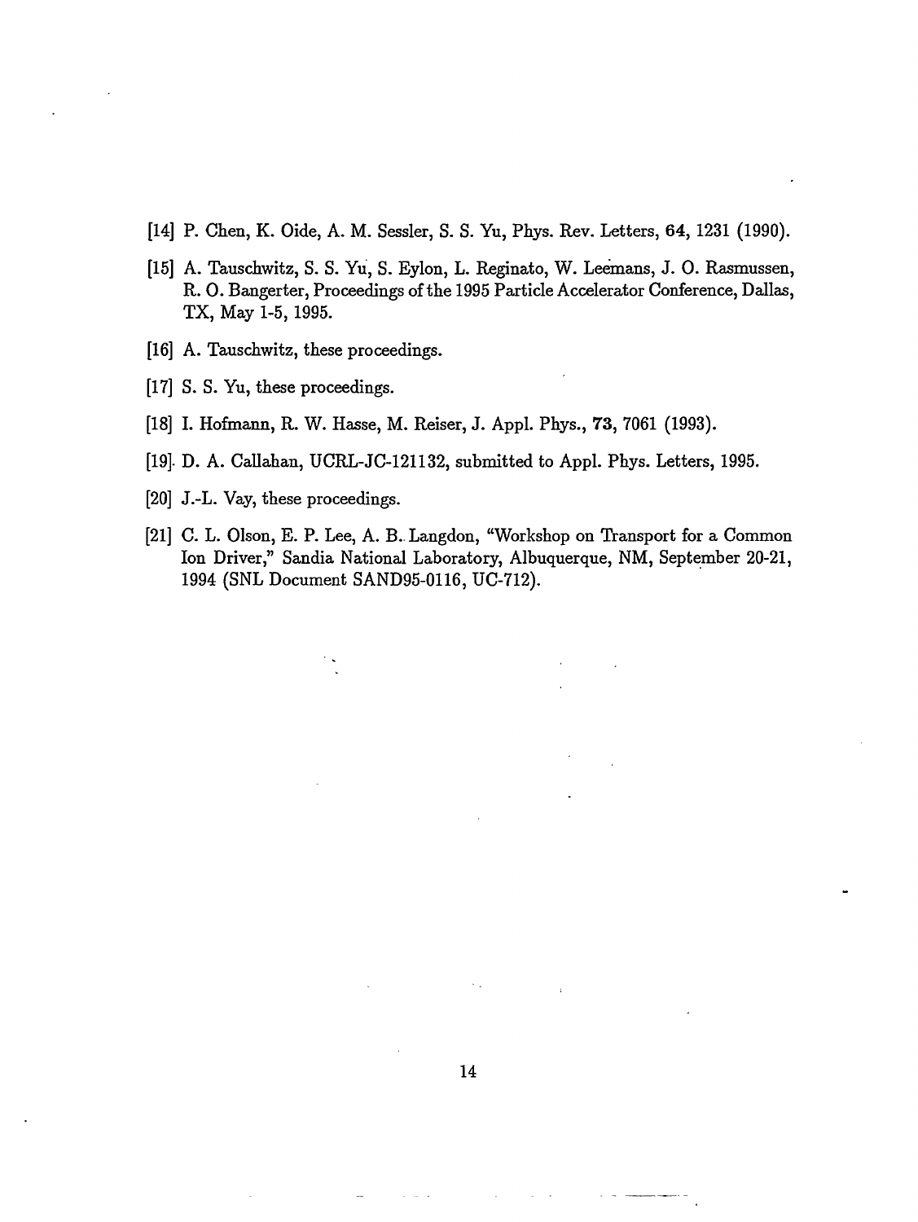[14] P. Chen, K. Oide, A. M. Sessler, S. S. Yu, Phys. Rev. Letters, **64**, 1231 (1990).

[15] A. Tauschwitz, S. S. Yu, S. Eylon, L. Reginato, W. Leemans, J. O. Rasmussen, R. O. Bangerter, Proceedings of the 1995 Particle Accelerator Conference, Dallas, TX, May 1-5, 1995.

[16] A. Tauschwitz, these proceedings.

[17] S. S. Yu, these proceedings.

[18] I. Hofmann, R. W. Hasse, M. Reiser, J. Appl. Phys., **73**, 7061 (1993).

[19] D. A. Callahan, UCRL-JC-121132, submitted to Appl. Phys. Letters, 1995.

[20] J.-L. Vay, these proceedings.

[21] C. L. Olson, E. P. Lee, A. B. Langdon, "Workshop on Transport for a Common Ion Driver," Sandia National Laboratory, Albuquerque, NM, September 20-21, 1994 (SNL Document SAND95-0116, UC-712).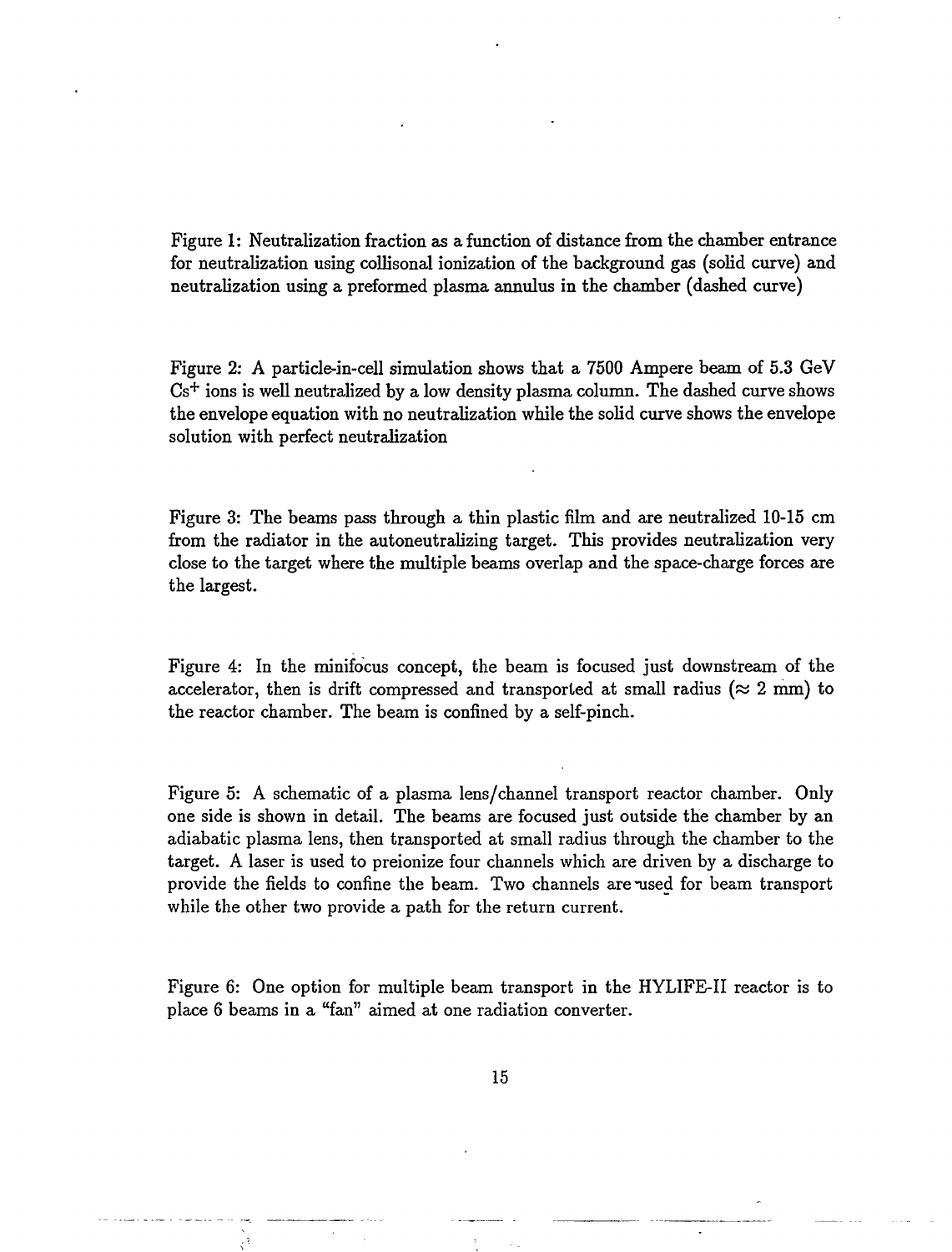Figure 1: Neutralization fraction as a function of distance from the chamber entrance for neutralization using collisonal ionization of the background gas (solid curve) and neutralization using a preformed plasma annulus in the chamber (dashed curve)

Figure 2: A particle-in-cell simulation shows that a 7500 Ampere beam of 5.3 GeV $Cs^+$ ions is well neutralized by a low density plasma column. The dashed curve shows the envelope equation with no neutralization while the solid curve shows the envelope solution with perfect neutralization

Figure 3: The beams pass through a thin plastic film and are neutralized 10-15 cm from the radiator in the autoneutralizing target. This provides neutralization very close to the target where the multiple beams overlap and the space-charge forces are the largest.

Figure 4: In the minifocus concept, the beam is focused just downstream of the accelerator, then is drift compressed and transported at small radius ($\approx$ 2 mm) to the reactor chamber. The beam is confined by a self-pinch.

Figure 5: A schematic of a plasma lens/channel transport reactor chamber. Only one side is shown in detail. The beams are focused just outside the chamber by an adiabatic plasma lens, then transported at small radius through the chamber to the target. A laser is used to preionize four channels which are driven by a discharge to provide the fields to confine the beam. Two channels are used for beam transport while the other two provide a path for the return current.

Figure 6: One option for multiple beam transport in the HYLIFE-II reactor is to place 6 beams in a "fan" aimed at one radiation converter.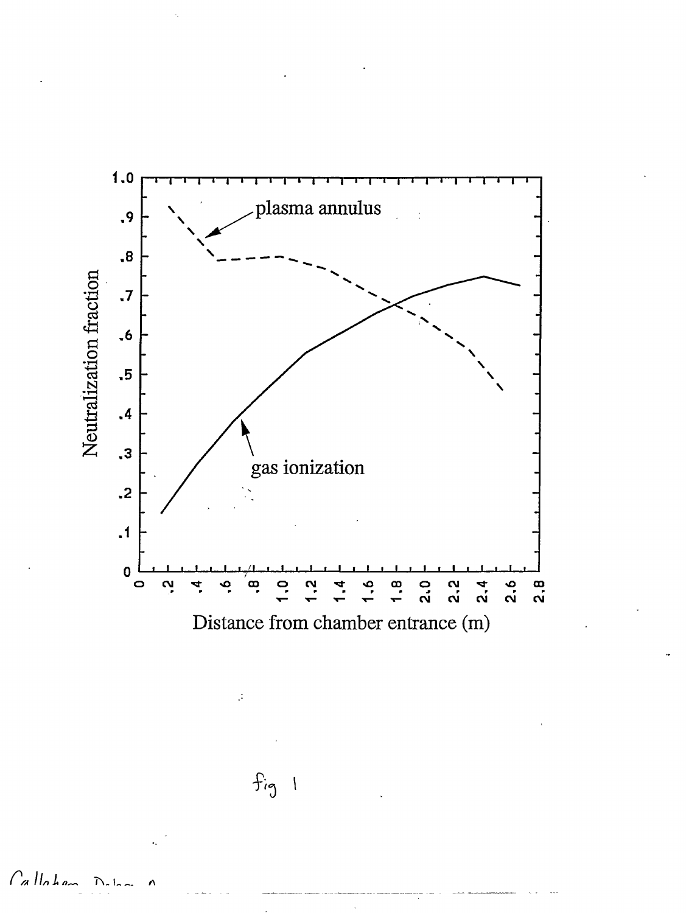plasma annulus

gas ionization

Neutralization fraction

Distance from chamber entrance (m)

fig 1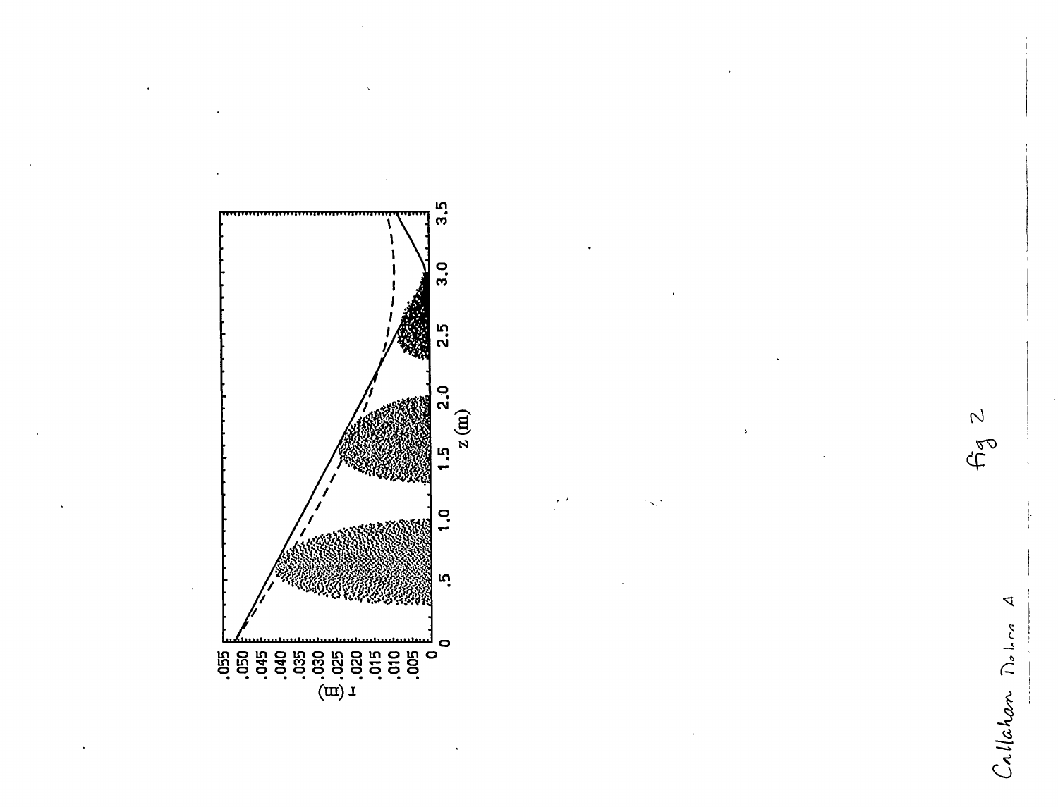fig 2

Callahan Debus A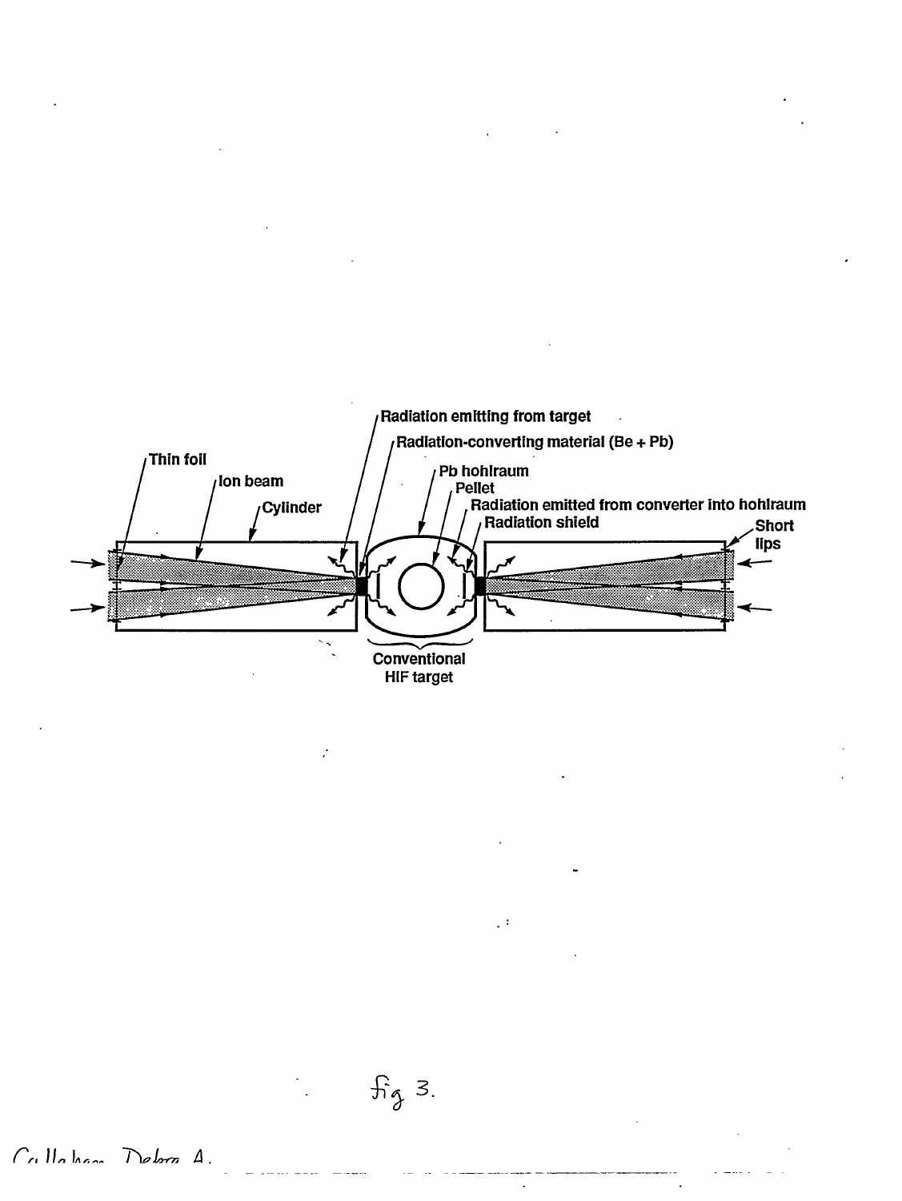Radiation emitting from target

Radiation-converting material (Be + Pb)

Thin foil

Ion beam

Cylinder

Pb hohlraum

Pellet

Radiation emitted from converter into hohlraum

Radiation shield

Short lips

Conventional HIF target

fig 3.

Callahan Debra A.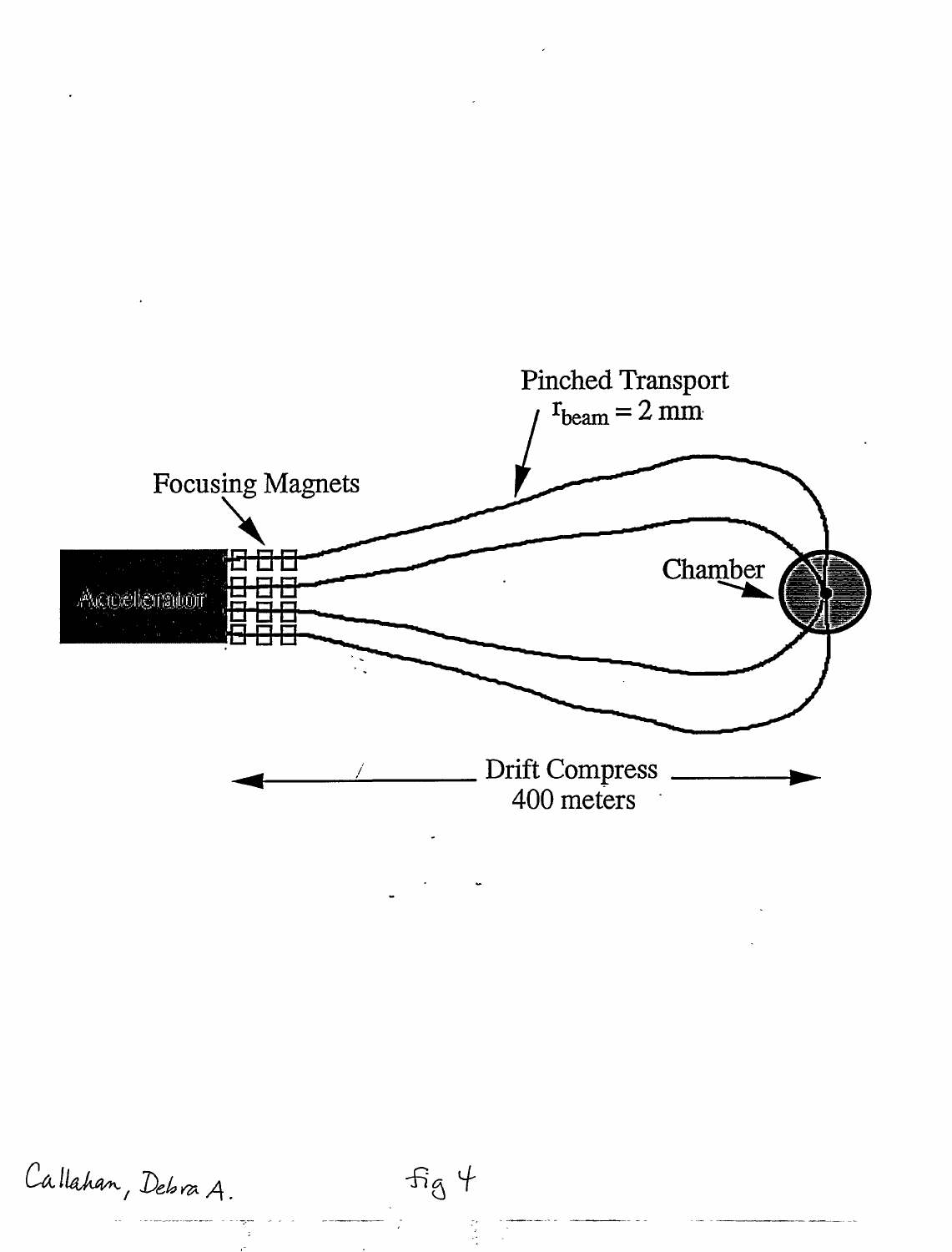Pinched Transport
$r_{beam} = 2$ mm

Focusing Magnets

Accelerator

Chamber

Drift Compress
400 meters

Callahan, Debra A.          fig 4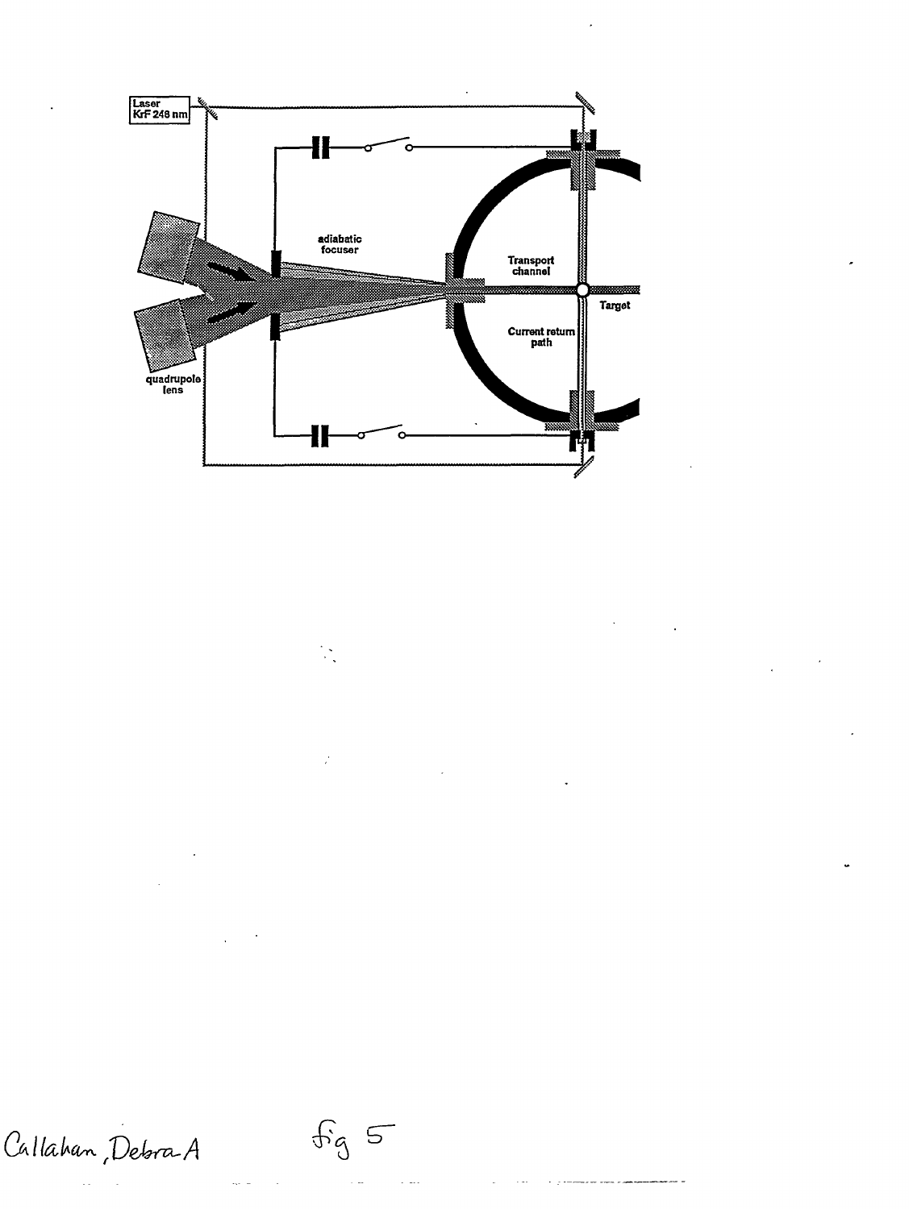Laser KrF 248 nm

adiabatic focuser

Transport channel

Target

Current return path

quadrupole lens

Callahan, Debra A   fig 5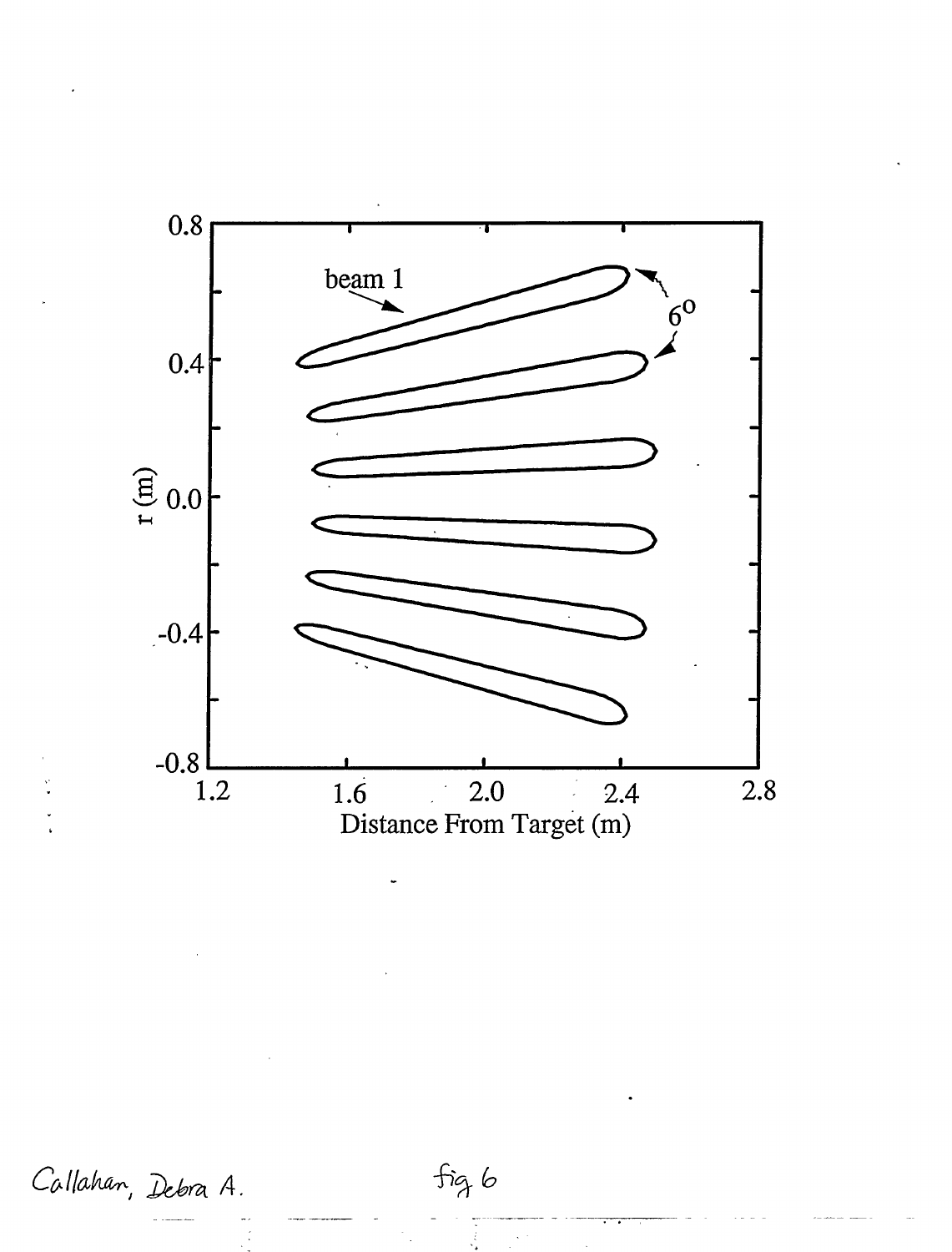beam 1

$6^{o}$

r (m)

0.8

0.4

0.0

-0.4

-0.8

1.2

1.6

2.0

2.4

2.8

Distance From Target (m)

Callahan, Debra A.

fig 6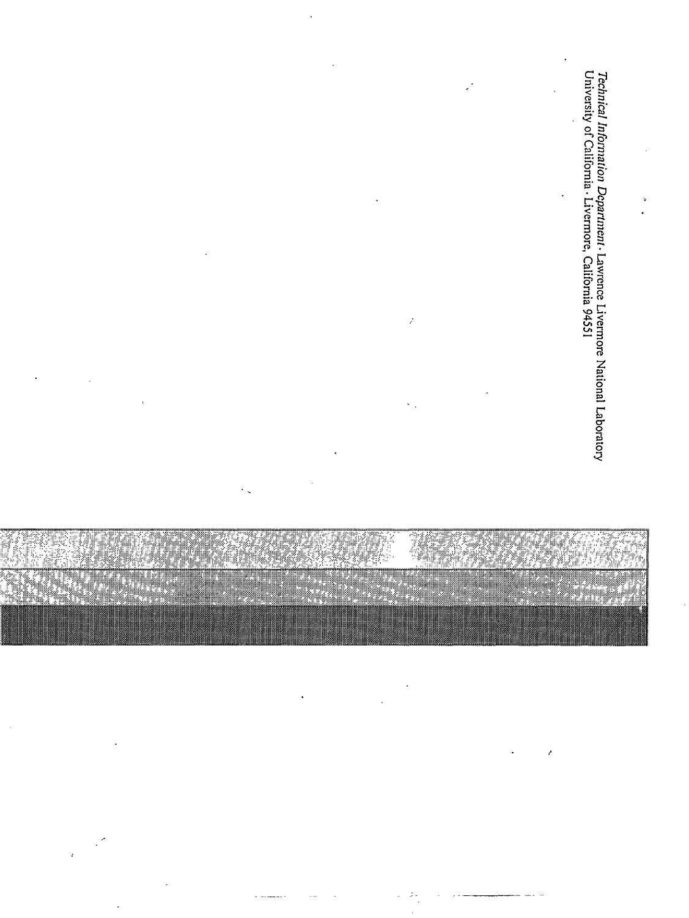*Technical Information Department* · Lawrence Livermore National Laboratory
University of California · Livermore, California 94551